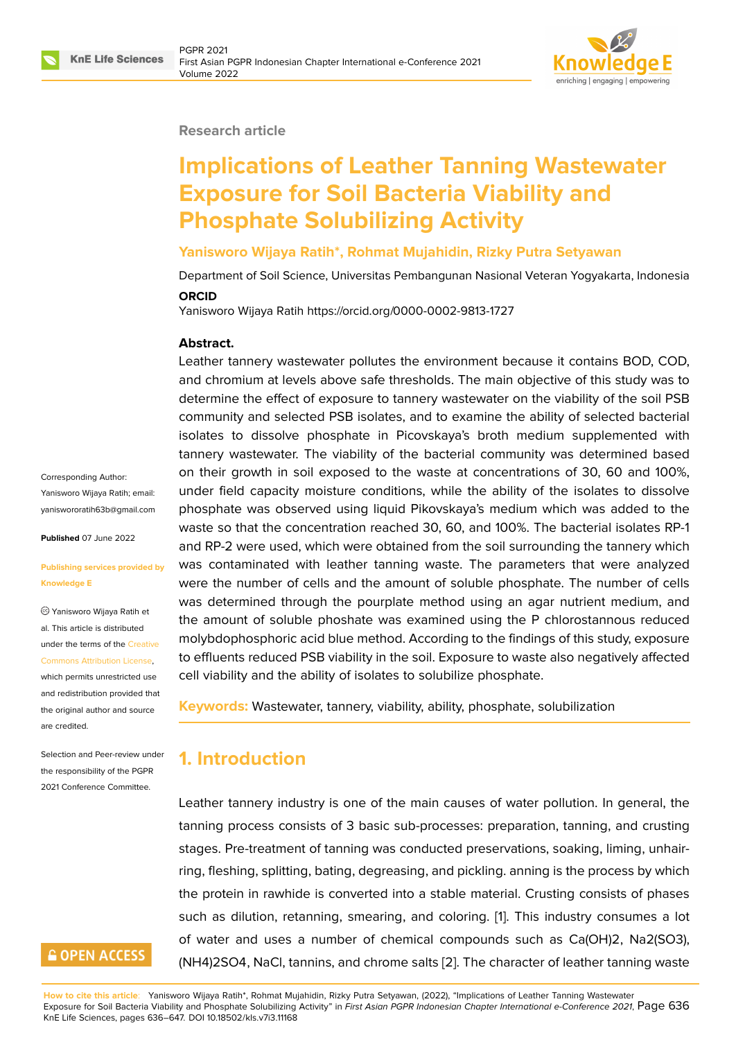Research article

# Implications of Leather Tanning Wastewater Exposure for Soil Bacteria Viability and Phosphate Solubilizing Activity

**Yanisworo Wijaya Ratih*, Rohmat Mujahidin, Rizky Putra Setyawan**

Department of Soil Science, Universitas Pembangunan Nasional Veteran Yogyakarta, Indonesia

**ORCID**

Yanisworo Wijaya Ratih https://orcid.org/0000-0002-9813-1727

Corresponding Author: Yanisworo Wijaya Ratih; email: yaniswororatih63b@gmail.com

**Published** 07 June 2022

**Publishing services provided by Knowledge E**

© Yanisworo Wijaya Ratih et al. This article is distributed under the terms of the Creative Commons Attribution License, which permits unrestricted use and redistribution provided that the original author and source are credited.

Selection and Peer-review under the responsibility of the PGPR 2021 Conference Committee.

**Abstract.**

Leather tannery wastewater pollutes the environment because it contains BOD, COD, and chromium at levels above safe thresholds. The main objective of this study was to determine the effect of exposure to tannery wastewater on the viability of the soil PSB community and selected PSB isolates, and to examine the ability of selected bacterial isolates to dissolve phosphate in Picovskaya's broth medium supplemented with tannery wastewater. The viability of the bacterial community was determined based on their growth in soil exposed to the waste at concentrations of 30, 60 and 100%, under field capacity moisture conditions, while the ability of the isolates to dissolve phosphate was observed using liquid Pikovskaya's medium which was added to the waste so that the concentration reached 30, 60, and 100%. The bacterial isolates RP-1 and RP-2 were used, which were obtained from the soil surrounding the tannery which was contaminated with leather tanning waste. The parameters that were analyzed were the number of cells and the amount of soluble phosphate. The number of cells was determined through the pourplate method using an agar nutrient medium, and the amount of soluble phoshate was examined using the P chlorostannous reduced molybdophosphoric acid blue method. According to the findings of this study, exposure to effluents reduced PSB viability in the soil. Exposure to waste also negatively affected cell viability and the ability of isolates to solubilize phosphate.

**Keywords:** Wastewater, tannery, viability, ability, phosphate, solubilization

## 1. Introduction

Leather tannery industry is one of the main causes of water pollution. In general, the tanning process consists of 3 basic sub-processes: preparation, tanning, and crusting stages. Pre-treatment of tanning was conducted preservations, soaking, liming, unhairring, fleshing, splitting, bating, degreasing, and pickling. anning is the process by which the protein in rawhide is converted into a stable material. Crusting consists of phases such as dilution, retanning, smearing, and coloring. [1]. This industry consumes a lot of water and uses a number of chemical compounds such as $Ca(OH)_2$, $Na_2(SO_3)$, $(NH_4)_2SO_4$, NaCl, tannins, and chrome salts [2]. The character of leather tanning waste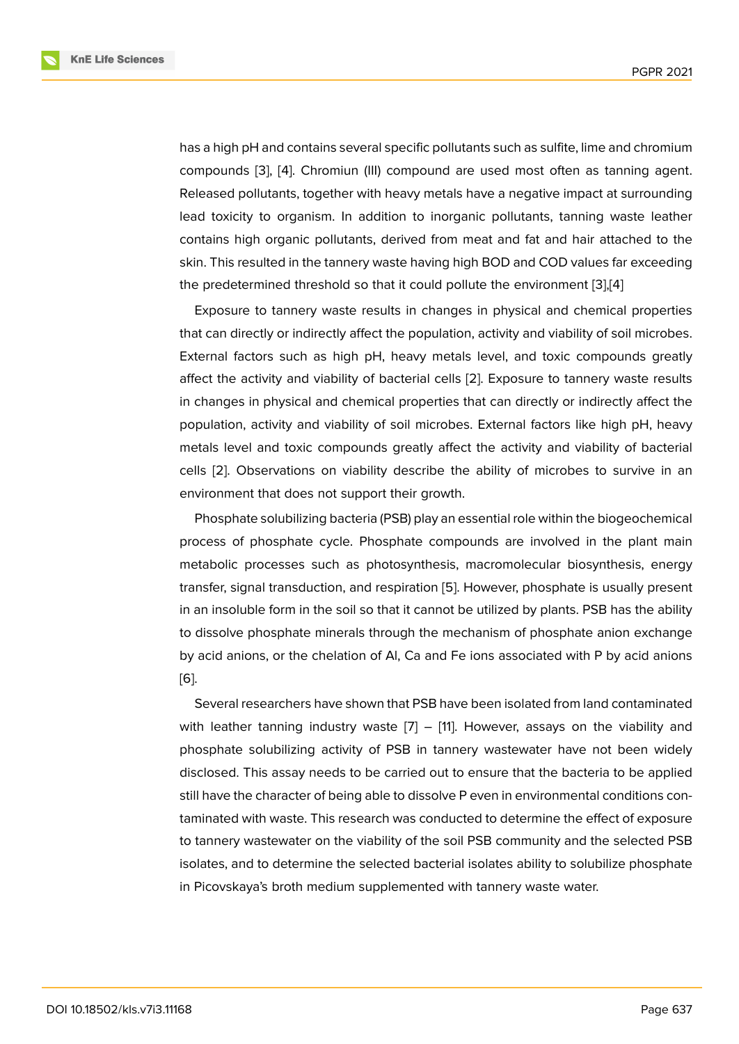has a high pH and contains several specific pollutants such as sulfite, lime and chromium compounds [3], [4]. Chromiun (III) compound are used most often as tanning agent. Released pollutants, together with heavy metals have a negative impact at surrounding lead toxicity to organism. In addition to inorganic pollutants, tanning waste leather contains high organic pollutants, derived from meat and fat and hair attached to the skin. This resulted in the tannery waste having high BOD and COD values far exceeding the predetermined threshold so that it could pollute the environment [3],[4]

Exposure to tannery waste results in changes in physical and chemical properties that can directly or indirectly affect the population, activity and viability of soil microbes. External factors such as high pH, heavy metals level, and toxic compounds greatly affect the activity and viability of bacterial cells [2]. Exposure to tannery waste results in changes in physical and chemical properties that can directly or indirectly affect the population, activity and viability of soil microbes. External factors like high pH, heavy metals level and toxic compounds greatly affect the activity and viability of bacterial cells [2]. Observations on viability describe the ability of microbes to survive in an environment that does not support their growth.

Phosphate solubilizing bacteria (PSB) play an essential role within the biogeochemical process of phosphate cycle. Phosphate compounds are involved in the plant main metabolic processes such as photosynthesis, macromolecular biosynthesis, energy transfer, signal transduction, and respiration [5]. However, phosphate is usually present in an insoluble form in the soil so that it cannot be utilized by plants. PSB has the ability to dissolve phosphate minerals through the mechanism of phosphate anion exchange by acid anions, or the chelation of Al, Ca and Fe ions associated with P by acid anions [6].

Several researchers have shown that PSB have been isolated from land contaminated with leather tanning industry waste [7] – [11]. However, assays on the viability and phosphate solubilizing activity of PSB in tannery wastewater have not been widely disclosed. This assay needs to be carried out to ensure that the bacteria to be applied still have the character of being able to dissolve P even in environmental conditions contaminated with waste. This research was conducted to determine the effect of exposure to tannery wastewater on the viability of the soil PSB community and the selected PSB isolates, and to determine the selected bacterial isolates ability to solubilize phosphate in Picovskaya's broth medium supplemented with tannery waste water.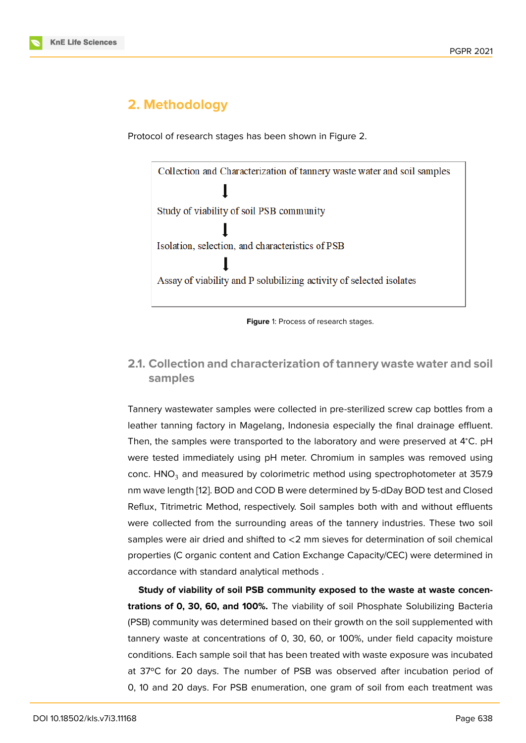## 2. Methodology

Protocol of research stages has been shown in Figure 2.

Collection and Characterization of tannery waste water and soil samples

↓

Study of viability of soil PSB community

↓

Isolation, selection, and characteristics of PSB

↓

Assay of viability and P solubilizing activity of selected isolates

**Figure** 1: Process of research stages.

### 2.1. Collection and characterization of tannery waste water and soil samples

Tannery wastewater samples were collected in pre-sterilized screw cap bottles from a leather tanning factory in Magelang, Indonesia especially the final drainage effluent. Then, the samples were transported to the laboratory and were preserved at 4°C. pH were tested immediately using pH meter. Chromium in samples was removed using conc. $HNO_3$ and measured by colorimetric method using spectrophotometer at 357.9 nm wave length [12]. BOD and COD B were determined by 5-dDay BOD test and Closed Reflux, Titrimetric Method, respectively. Soil samples both with and without effluents were collected from the surrounding areas of the tannery industries. These two soil samples were air dried and shifted to <2 mm sieves for determination of soil chemical properties (C organic content and Cation Exchange Capacity/CEC) were determined in accordance with standard analytical methods .

**Study of viability of soil PSB community exposed to the waste at waste concentrations of 0, 30, 60, and 100%.** The viability of soil Phosphate Solubilizing Bacteria (PSB) community was determined based on their growth on the soil supplemented with tannery waste at concentrations of 0, 30, 60, or 100%, under field capacity moisture conditions. Each sample soil that has been treated with waste exposure was incubated at 37°C for 20 days. The number of PSB was observed after incubation period of 0, 10 and 20 days. For PSB enumeration, one gram of soil from each treatment was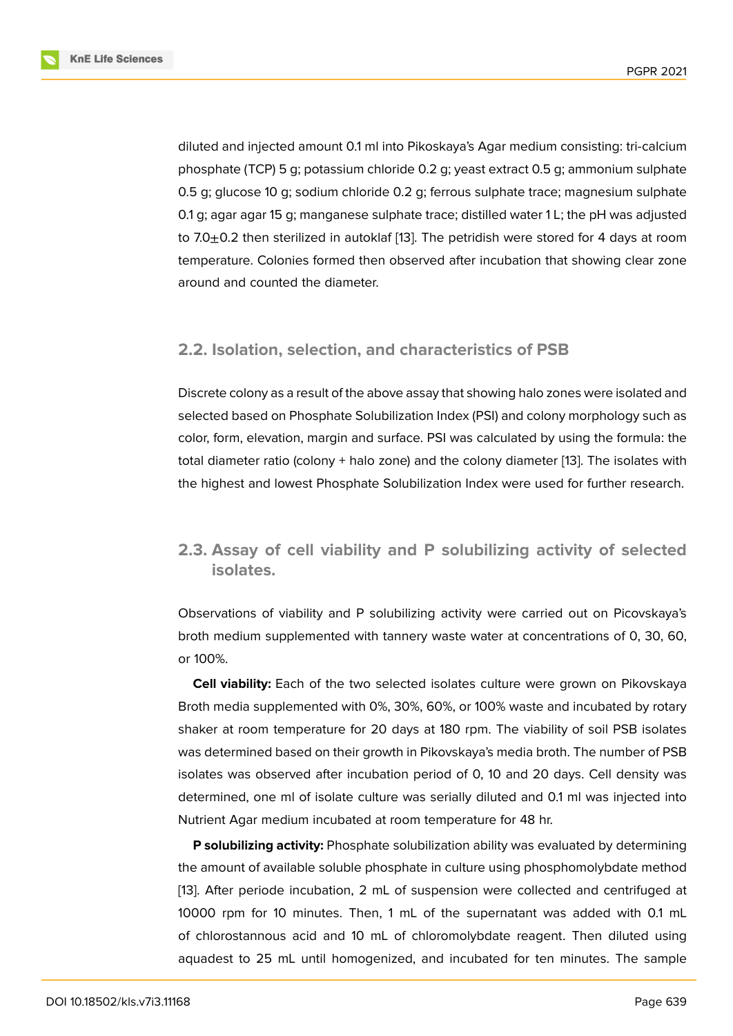diluted and injected amount 0.1 ml into Pikoskaya's Agar medium consisting: tri-calcium phosphate (TCP) 5 g; potassium chloride 0.2 g; yeast extract 0.5 g; ammonium sulphate 0.5 g; glucose 10 g; sodium chloride 0.2 g; ferrous sulphate trace; magnesium sulphate 0.1 g; agar agar 15 g; manganese sulphate trace; distilled water 1 L; the pH was adjusted to 7.0$\pm$0.2 then sterilized in autoklaf [13]. The petridish were stored for 4 days at room temperature. Colonies formed then observed after incubation that showing clear zone around and counted the diameter.

## 2.2. Isolation, selection, and characteristics of PSB

Discrete colony as a result of the above assay that showing halo zones were isolated and selected based on Phosphate Solubilization Index (PSI) and colony morphology such as color, form, elevation, margin and surface. PSI was calculated by using the formula: the total diameter ratio (colony + halo zone) and the colony diameter [13]. The isolates with the highest and lowest Phosphate Solubilization Index were used for further research.

## 2.3. Assay of cell viability and P solubilizing activity of selected isolates.

Observations of viability and P solubilizing activity were carried out on Picovskaya's broth medium supplemented with tannery waste water at concentrations of 0, 30, 60, or 100%.

**Cell viability:** Each of the two selected isolates culture were grown on Pikovskaya Broth media supplemented with 0%, 30%, 60%, or 100% waste and incubated by rotary shaker at room temperature for 20 days at 180 rpm. The viability of soil PSB isolates was determined based on their growth in Pikovskaya's media broth. The number of PSB isolates was observed after incubation period of 0, 10 and 20 days. Cell density was determined, one ml of isolate culture was serially diluted and 0.1 ml was injected into Nutrient Agar medium incubated at room temperature for 48 hr.

**P solubilizing activity:** Phosphate solubilization ability was evaluated by determining the amount of available soluble phosphate in culture using phosphomolybdate method [13]. After periode incubation, 2 mL of suspension were collected and centrifuged at 10000 rpm for 10 minutes. Then, 1 mL of the supernatant was added with 0.1 mL of chlorostannous acid and 10 mL of chloromolybdate reagent. Then diluted using aquadest to 25 mL until homogenized, and incubated for ten minutes. The sample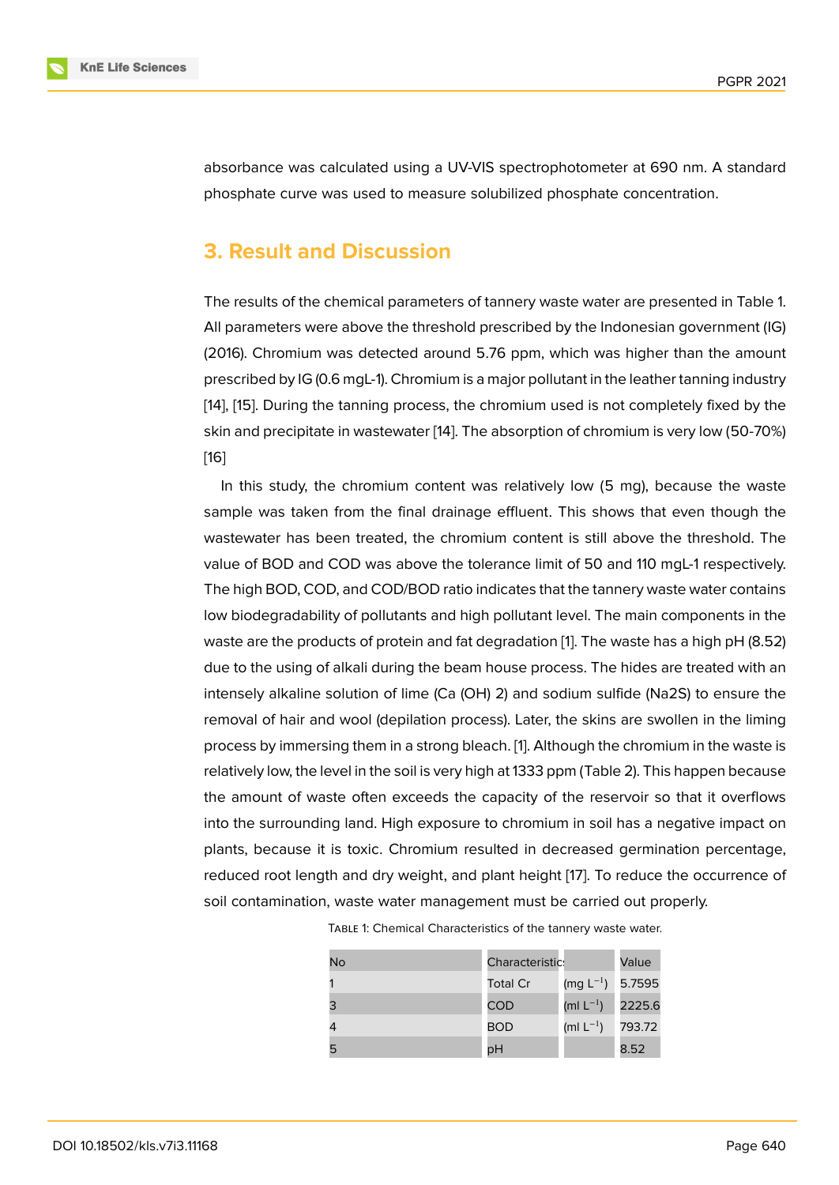absorbance was calculated using a UV-VIS spectrophotometer at 690 nm. A standard phosphate curve was used to measure solubilized phosphate concentration.

## 3. Result and Discussion

The results of the chemical parameters of tannery waste water are presented in Table 1. All parameters were above the threshold prescribed by the Indonesian government (IG) (2016). Chromium was detected around 5.76 ppm, which was higher than the amount prescribed by IG (0.6 mgL-1). Chromium is a major pollutant in the leather tanning industry [14], [15]. During the tanning process, the chromium used is not completely fixed by the skin and precipitate in wastewater [14]. The absorption of chromium is very low (50-70%) [16]

In this study, the chromium content was relatively low (5 mg), because the waste sample was taken from the final drainage effluent. This shows that even though the wastewater has been treated, the chromium content is still above the threshold. The value of BOD and COD was above the tolerance limit of 50 and 110 mgL-1 respectively. The high BOD, COD, and COD/BOD ratio indicates that the tannery waste water contains low biodegradability of pollutants and high pollutant level. The main components in the waste are the products of protein and fat degradation [1]. The waste has a high pH (8.52) due to the using of alkali during the beam house process. The hides are treated with an intensely alkaline solution of lime (Ca (OH) 2) and sodium sulfide (Na2S) to ensure the removal of hair and wool (depilation process). Later, the skins are swollen in the liming process by immersing them in a strong bleach. [1]. Although the chromium in the waste is relatively low, the level in the soil is very high at 1333 ppm (Table 2). This happen because the amount of waste often exceeds the capacity of the reservoir so that it overflows into the surrounding land. High exposure to chromium in soil has a negative impact on plants, because it is toxic. Chromium resulted in decreased germination percentage, reduced root length and dry weight, and plant height [17]. To reduce the occurrence of soil contamination, waste water management must be carried out properly.

TABLE 1: Chemical Characteristics of the tannery waste water.

| No | Characteristic | | Value |
|---|---|---|---|
| 1 | Total Cr | (mg $L^{-1}$) | 5.7595 |
| 3 | COD | (ml $L^{-1}$) | 2225.6 |
| 4 | BOD | (ml $L^{-1}$) | 793.72 |
| 5 | pH | | 8.52 |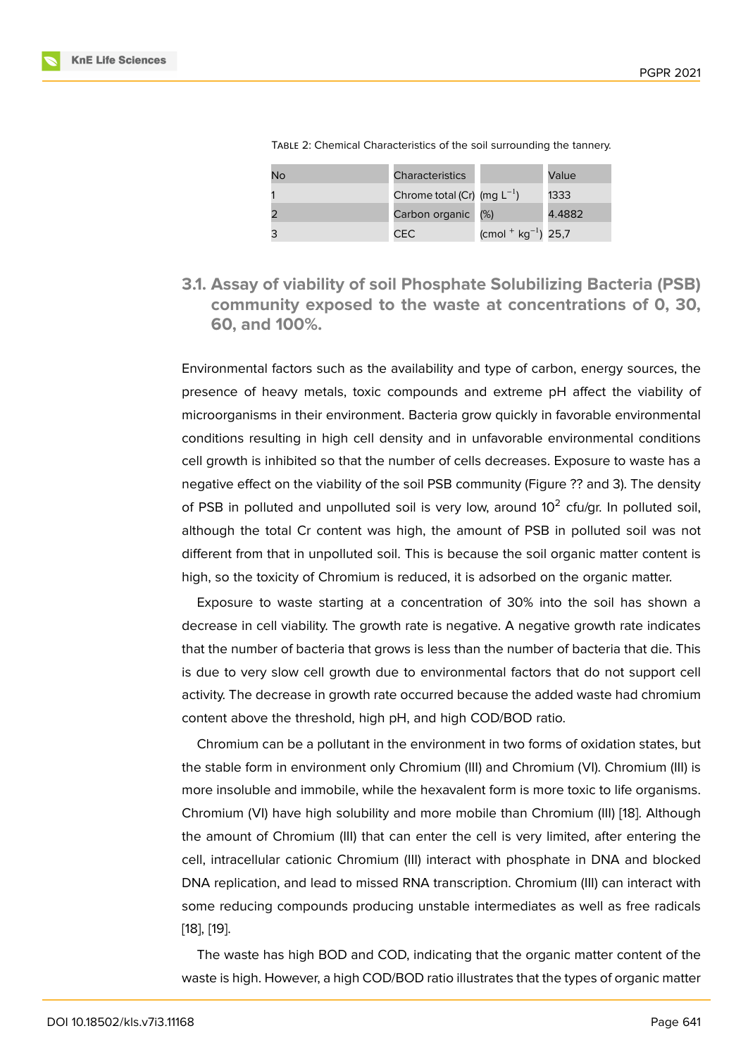Table 2: Chemical Characteristics of the soil surrounding the tannery.

| No | Characteristics | | Value |
|---|---|---|---|
| 1 | Chrome total (Cr) | (mg $L^{-1}$) | 1333 |
| 2 | Carbon organic | (%) | 4.4882 |
| 3 | CEC | (cmol $^{+}$ $kg^{-1}$) | 25,7 |

### 3.1. Assay of viability of soil Phosphate Solubilizing Bacteria (PSB) community exposed to the waste at concentrations of 0, 30, 60, and 100%.

Environmental factors such as the availability and type of carbon, energy sources, the presence of heavy metals, toxic compounds and extreme pH affect the viability of microorganisms in their environment. Bacteria grow quickly in favorable environmental conditions resulting in high cell density and in unfavorable environmental conditions cell growth is inhibited so that the number of cells decreases. Exposure to waste has a negative effect on the viability of the soil PSB community (Figure ?? and 3). The density of PSB in polluted and unpolluted soil is very low, around $10^2$ cfu/gr. In polluted soil, although the total Cr content was high, the amount of PSB in polluted soil was not different from that in unpolluted soil. This is because the soil organic matter content is high, so the toxicity of Chromium is reduced, it is adsorbed on the organic matter.

Exposure to waste starting at a concentration of 30% into the soil has shown a decrease in cell viability. The growth rate is negative. A negative growth rate indicates that the number of bacteria that grows is less than the number of bacteria that die. This is due to very slow cell growth due to environmental factors that do not support cell activity. The decrease in growth rate occurred because the added waste had chromium content above the threshold, high pH, and high COD/BOD ratio.

Chromium can be a pollutant in the environment in two forms of oxidation states, but the stable form in environment only Chromium (III) and Chromium (VI). Chromium (III) is more insoluble and immobile, while the hexavalent form is more toxic to life organisms. Chromium (VI) have high solubility and more mobile than Chromium (III) [18]. Although the amount of Chromium (III) that can enter the cell is very limited, after entering the cell, intracellular cationic Chromium (III) interact with phosphate in DNA and blocked DNA replication, and lead to missed RNA transcription. Chromium (III) can interact with some reducing compounds producing unstable intermediates as well as free radicals [18], [19].

The waste has high BOD and COD, indicating that the organic matter content of the waste is high. However, a high COD/BOD ratio illustrates that the types of organic matter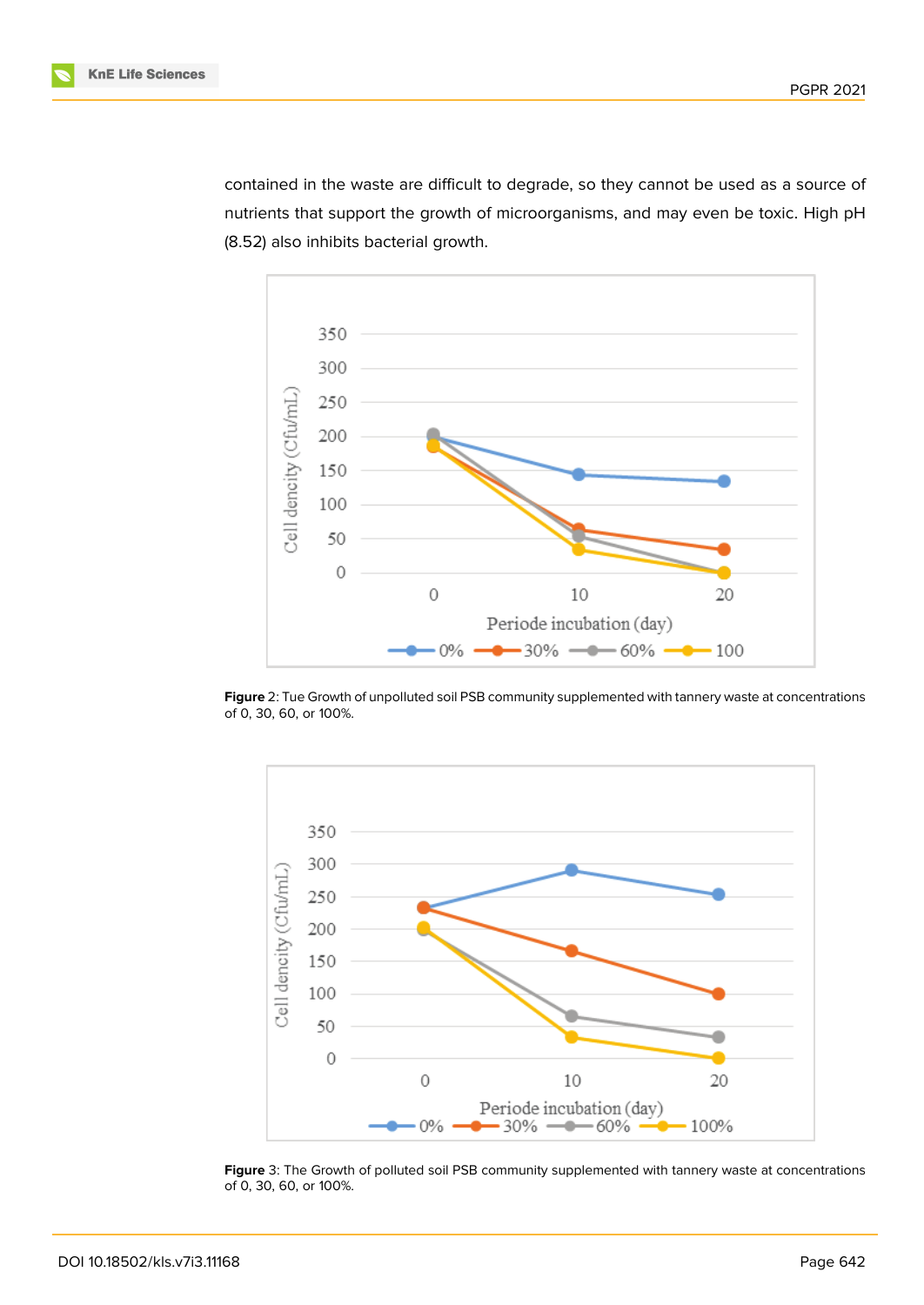contained in the waste are difficult to degrade, so they cannot be used as a source of nutrients that support the growth of microorganisms, and may even be toxic. High pH (8.52) also inhibits bacterial growth.

**Figure** 2: Tue Growth of unpolluted soil PSB community supplemented with tannery waste at concentrations of 0, 30, 60, or 100%.

**Figure** 3: The Growth of polluted soil PSB community supplemented with tannery waste at concentrations of 0, 30, 60, or 100%.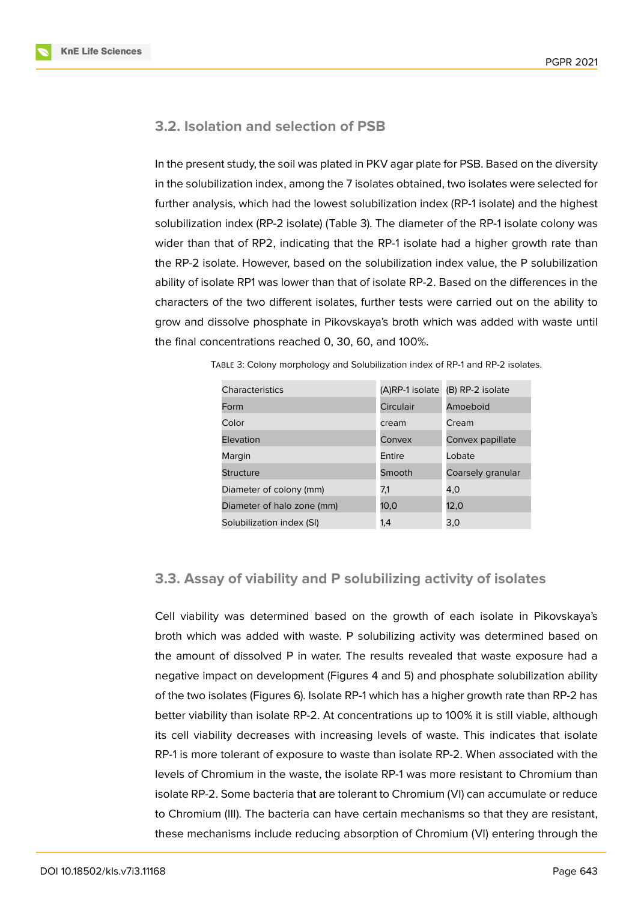## 3.2. Isolation and selection of PSB

In the present study, the soil was plated in PKV agar plate for PSB. Based on the diversity in the solubilization index, among the 7 isolates obtained, two isolates were selected for further analysis, which had the lowest solubilization index (RP-1 isolate) and the highest solubilization index (RP-2 isolate) (Table 3). The diameter of the RP-1 isolate colony was wider than that of RP2, indicating that the RP-1 isolate had a higher growth rate than the RP-2 isolate. However, based on the solubilization index value, the P solubilization ability of isolate RP1 was lower than that of isolate RP-2. Based on the differences in the characters of the two different isolates, further tests were carried out on the ability to grow and dissolve phosphate in Pikovskaya's broth which was added with waste until the final concentrations reached 0, 30, 60, and 100%.

Table 3: Colony morphology and Solubilization index of RP-1 and RP-2 isolates.

| Characteristics | (A)RP-1 isolate | (B) RP-2 isolate |
|---|---|---|
| Form | Circulair | Amoeboid |
| Color | cream | Cream |
| Elevation | Convex | Convex papillate |
| Margin | Entire | Lobate |
| Structure | Smooth | Coarsely granular |
| Diameter of colony (mm) | 7,1 | 4,0 |
| Diameter of halo zone (mm) | 10,0 | 12,0 |
| Solubilization index (SI) | 1,4 | 3,0 |

## 3.3. Assay of viability and P solubilizing activity of isolates

Cell viability was determined based on the growth of each isolate in Pikovskaya's broth which was added with waste. P solubilizing activity was determined based on the amount of dissolved P in water. The results revealed that waste exposure had a negative impact on development (Figures 4 and 5) and phosphate solubilization ability of the two isolates (Figures 6). Isolate RP-1 which has a higher growth rate than RP-2 has better viability than isolate RP-2. At concentrations up to 100% it is still viable, although its cell viability decreases with increasing levels of waste. This indicates that isolate RP-1 is more tolerant of exposure to waste than isolate RP-2. When associated with the levels of Chromium in the waste, the isolate RP-1 was more resistant to Chromium than isolate RP-2. Some bacteria that are tolerant to Chromium (VI) can accumulate or reduce to Chromium (III). The bacteria can have certain mechanisms so that they are resistant, these mechanisms include reducing absorption of Chromium (VI) entering through the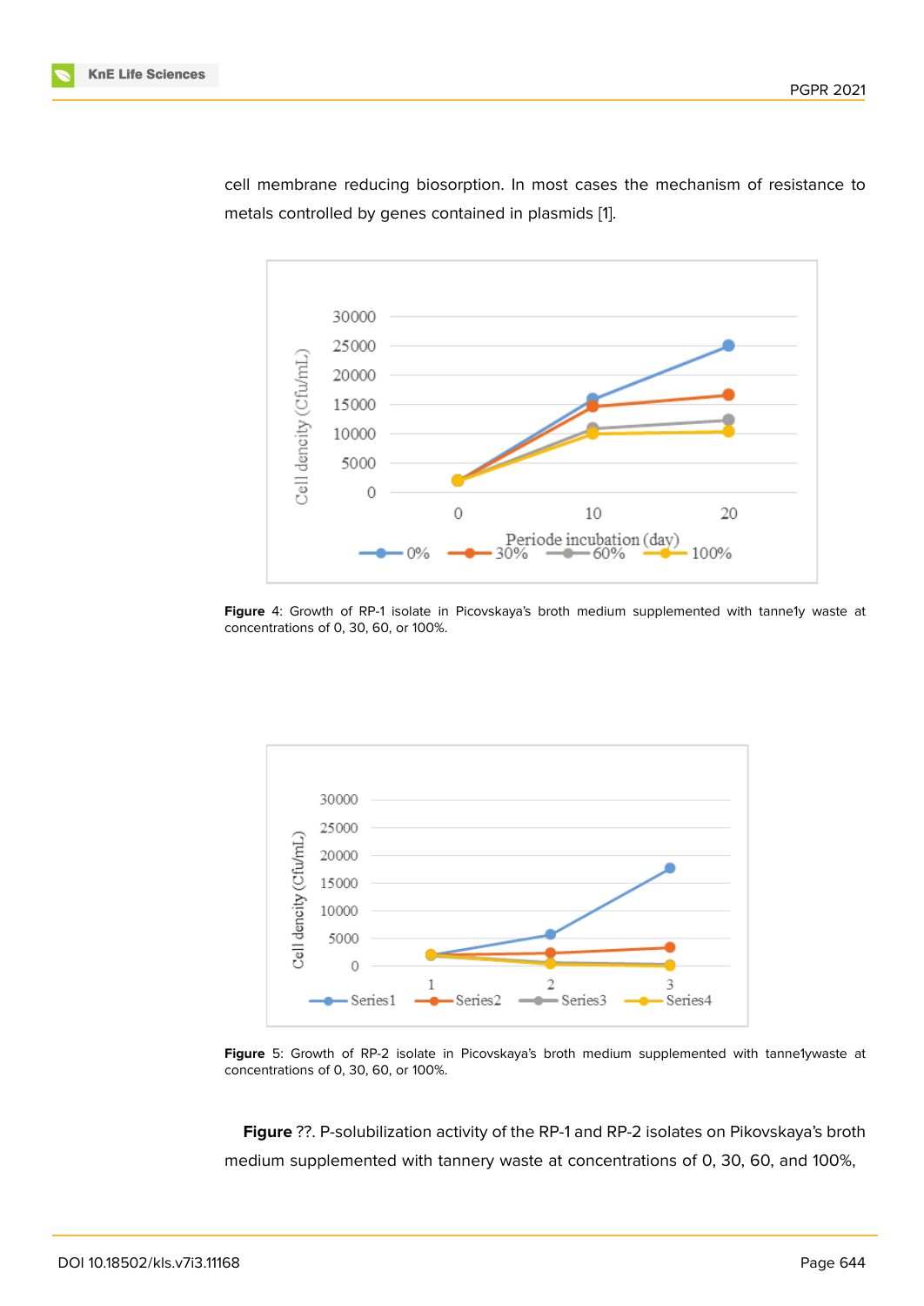cell membrane reducing biosorption. In most cases the mechanism of resistance to metals controlled by genes contained in plasmids [1].

**Figure** 4: Growth of RP-1 isolate in Picovskaya's broth medium supplemented with tanne1y waste at concentrations of 0, 30, 60, or 100%.

**Figure** 5: Growth of RP-2 isolate in Picovskaya's broth medium supplemented with tanne1ywaste at concentrations of 0, 30, 60, or 100%.

**Figure** ??. P-solubilization activity of the RP-1 and RP-2 isolates on Pikovskaya's broth medium supplemented with tannery waste at concentrations of 0, 30, 60, and 100%,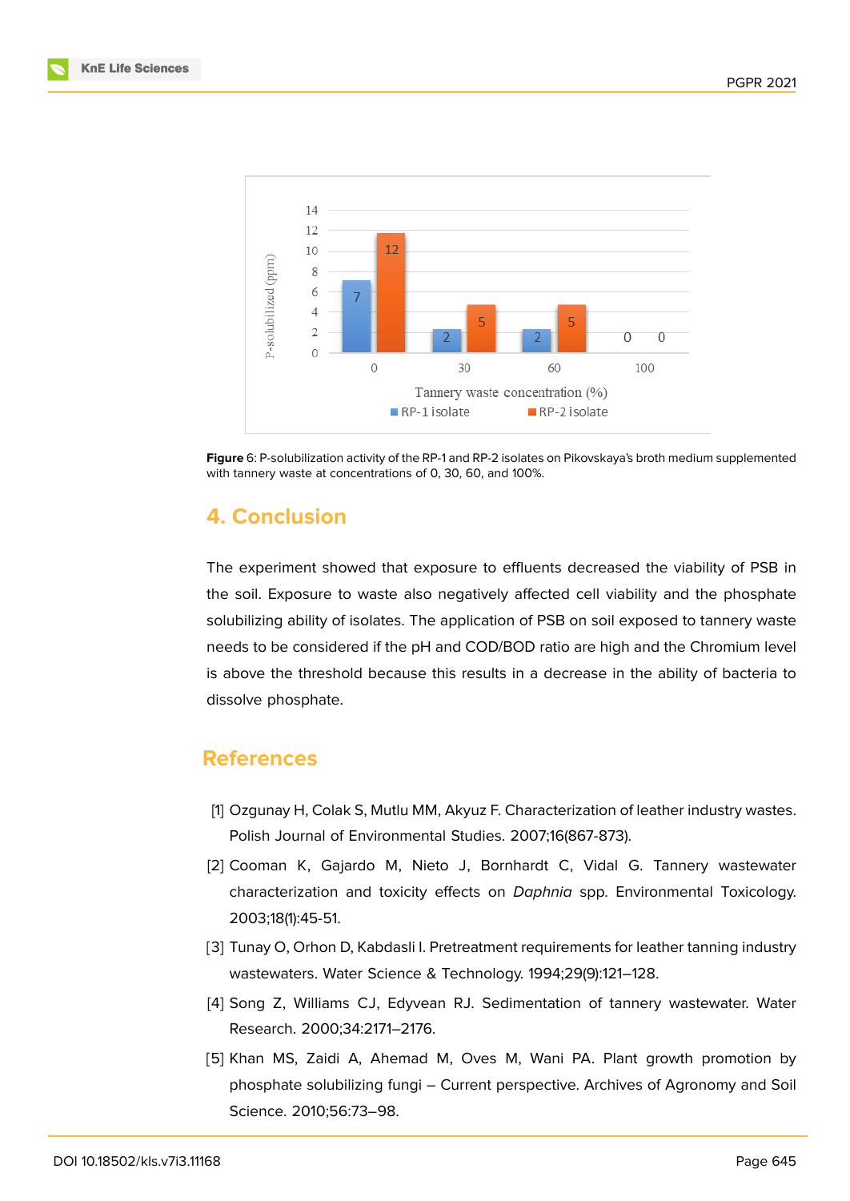Figure 6: P-solubilization activity of the RP-1 and RP-2 isolates on Pikovskaya's broth medium supplemented with tannery waste at concentrations of 0, 30, 60, and 100%.

## 4. Conclusion

The experiment showed that exposure to effluents decreased the viability of PSB in the soil. Exposure to waste also negatively affected cell viability and the phosphate solubilizing ability of isolates. The application of PSB on soil exposed to tannery waste needs to be considered if the pH and COD/BOD ratio are high and the Chromium level is above the threshold because this results in a decrease in the ability of bacteria to dissolve phosphate.

## References

[1] Ozgunay H, Colak S, Mutlu MM, Akyuz F. Characterization of leather industry wastes. Polish Journal of Environmental Studies. 2007;16(867-873).

[2] Cooman K, Gajardo M, Nieto J, Bornhardt C, Vidal G. Tannery wastewater characterization and toxicity effects on *Daphnia* spp. Environmental Toxicology. 2003;18(1):45-51.

[3] Tunay O, Orhon D, Kabdasli I. Pretreatment requirements for leather tanning industry wastewaters. Water Science & Technology. 1994;29(9):121–128.

[4] Song Z, Williams CJ, Edyvean RJ. Sedimentation of tannery wastewater. Water Research. 2000;34:2171–2176.

[5] Khan MS, Zaidi A, Ahemad M, Oves M, Wani PA. Plant growth promotion by phosphate solubilizing fungi – Current perspective. Archives of Agronomy and Soil Science. 2010;56:73–98.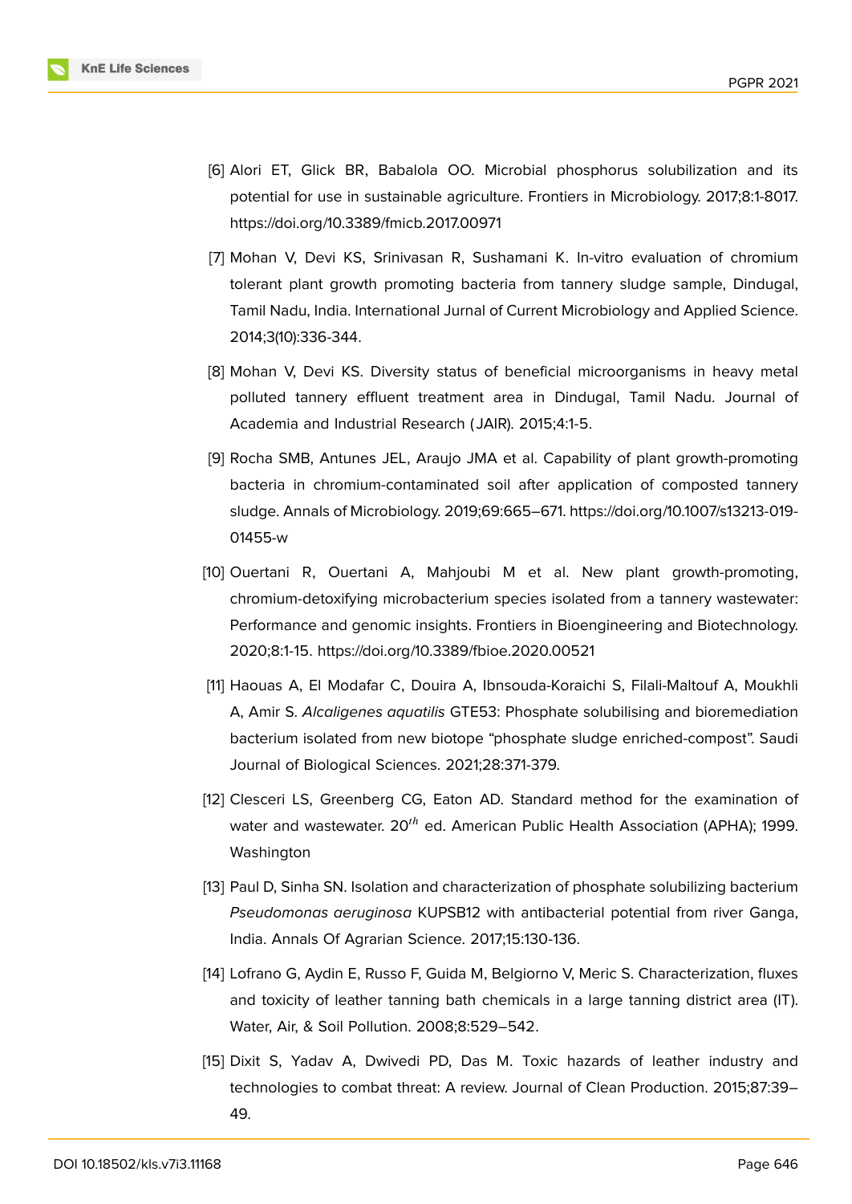[6] Alori ET, Glick BR, Babalola OO. Microbial phosphorus solubilization and its potential for use in sustainable agriculture. Frontiers in Microbiology. 2017;8:1-8017. https://doi.org/10.3389/fmicb.2017.00971

[7] Mohan V, Devi KS, Srinivasan R, Sushamani K. In-vitro evaluation of chromium tolerant plant growth promoting bacteria from tannery sludge sample, Dindugal, Tamil Nadu, India. International Jurnal of Current Microbiology and Applied Science. 2014;3(10):336-344.

[8] Mohan V, Devi KS. Diversity status of beneficial microorganisms in heavy metal polluted tannery effluent treatment area in Dindugal, Tamil Nadu. Journal of Academia and Industrial Research (JAIR). 2015;4:1-5.

[9] Rocha SMB, Antunes JEL, Araujo JMA et al. Capability of plant growth-promoting bacteria in chromium-contaminated soil after application of composted tannery sludge. Annals of Microbiology. 2019;69:665–671. https://doi.org/10.1007/s13213-019-01455-w

[10] Ouertani R, Ouertani A, Mahjoubi M et al. New plant growth-promoting, chromium-detoxifying microbacterium species isolated from a tannery wastewater: Performance and genomic insights. Frontiers in Bioengineering and Biotechnology. 2020;8:1-15. https://doi.org/10.3389/fbioe.2020.00521

[11] Haouas A, El Modafar C, Douira A, Ibnsouda-Koraichi S, Filali-Maltouf A, Moukhli A, Amir S. *Alcaligenes aquatilis* GTE53: Phosphate solubilising and bioremediation bacterium isolated from new biotope "phosphate sludge enriched-compost". Saudi Journal of Biological Sciences. 2021;28:371-379.

[12] Clesceri LS, Greenberg CG, Eaton AD. Standard method for the examination of water and wastewater. 20$^{th}$ ed. American Public Health Association (APHA); 1999. Washington

[13] Paul D, Sinha SN. Isolation and characterization of phosphate solubilizing bacterium *Pseudomonas aeruginosa* KUPSB12 with antibacterial potential from river Ganga, India. Annals Of Agrarian Science. 2017;15:130-136.

[14] Lofrano G, Aydin E, Russo F, Guida M, Belgiorno V, Meric S. Characterization, fluxes and toxicity of leather tanning bath chemicals in a large tanning district area (IT). Water, Air, & Soil Pollution. 2008;8:529–542.

[15] Dixit S, Yadav A, Dwivedi PD, Das M. Toxic hazards of leather industry and technologies to combat threat: A review. Journal of Clean Production. 2015;87:39–49.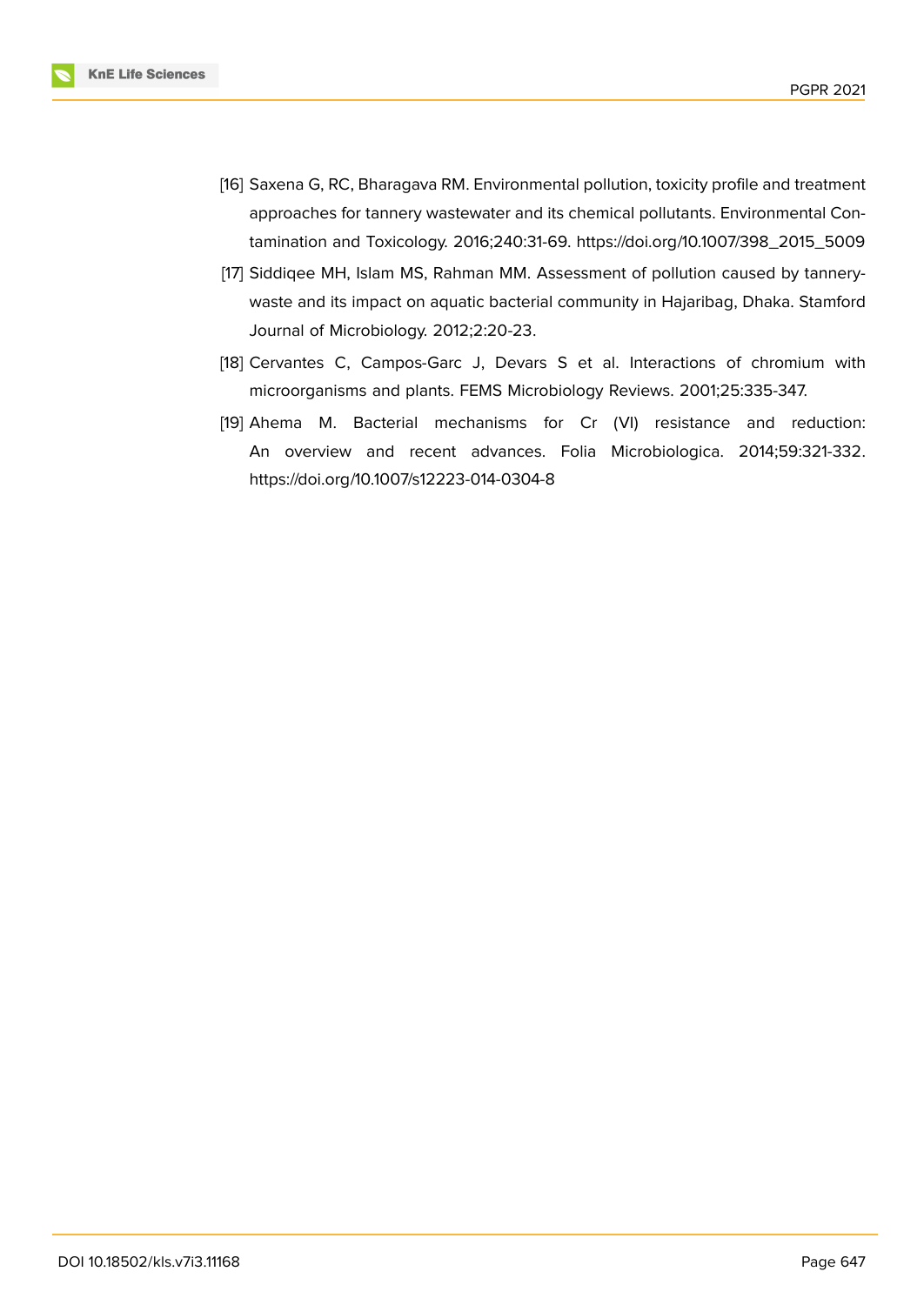[16] Saxena G, RC, Bharagava RM. Environmental pollution, toxicity profile and treatment approaches for tannery wastewater and its chemical pollutants. Environmental Contamination and Toxicology. 2016;240:31-69. https://doi.org/10.1007/398_2015_5009

[17] Siddiqee MH, Islam MS, Rahman MM. Assessment of pollution caused by tannery-waste and its impact on aquatic bacterial community in Hajaribag, Dhaka. Stamford Journal of Microbiology. 2012;2:20-23.

[18] Cervantes C, Campos-Garc J, Devars S et al. Interactions of chromium with microorganisms and plants. FEMS Microbiology Reviews. 2001;25:335-347.

[19] Ahema M. Bacterial mechanisms for Cr (VI) resistance and reduction: An overview and recent advances. Folia Microbiologica. 2014;59:321-332. https://doi.org/10.1007/s12223-014-0304-8